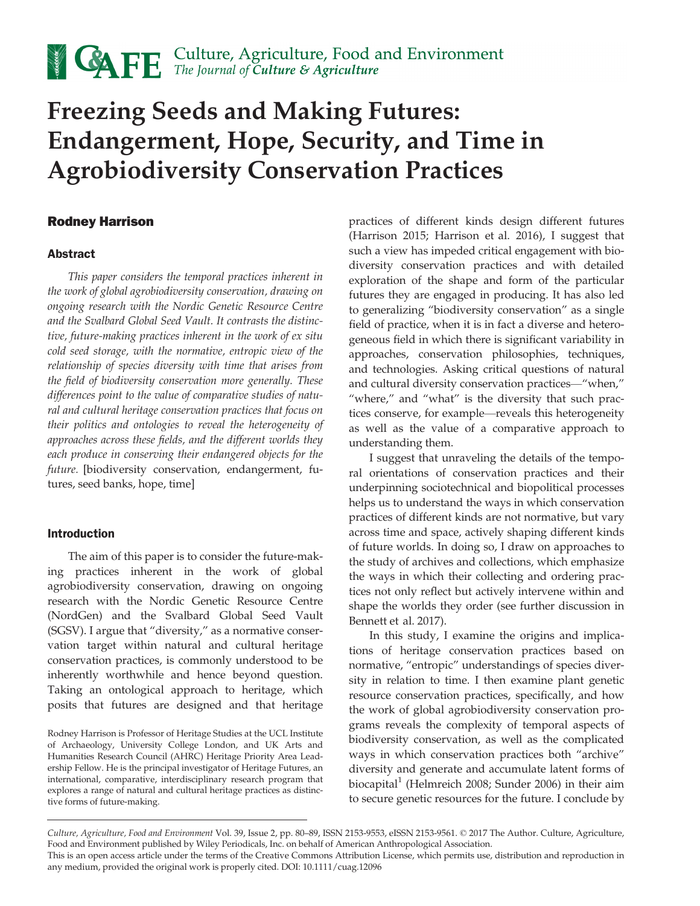Culture, Agriculture, Food and Environment
*The Journal of Culture & Agriculture*

# Freezing Seeds and Making Futures: Endangerment, Hope, Security, and Time in Agrobiodiversity Conservation Practices

## Rodney Harrison

### Abstract

*This paper considers the temporal practices inherent in the work of global agrobiodiversity conservation, drawing on ongoing research with the Nordic Genetic Resource Centre and the Svalbard Global Seed Vault. It contrasts the distinctive, future-making practices inherent in the work of ex situ cold seed storage, with the normative, entropic view of the relationship of species diversity with time that arises from the field of biodiversity conservation more generally. These differences point to the value of comparative studies of natural and cultural heritage conservation practices that focus on their politics and ontologies to reveal the heterogeneity of approaches across these fields, and the different worlds they each produce in conserving their endangered objects for the future.* [biodiversity conservation, endangerment, futures, seed banks, hope, time]

### Introduction

The aim of this paper is to consider the future-making practices inherent in the work of global agrobiodiversity conservation, drawing on ongoing research with the Nordic Genetic Resource Centre (NordGen) and the Svalbard Global Seed Vault (SGSV). I argue that "diversity," as a normative conservation target within natural and cultural heritage conservation practices, is commonly understood to be inherently worthwhile and hence beyond question. Taking an ontological approach to heritage, which posits that futures are designed and that heritage practices of different kinds design different futures (Harrison 2015; Harrison et al. 2016), I suggest that such a view has impeded critical engagement with biodiversity conservation practices and with detailed exploration of the shape and form of the particular futures they are engaged in producing. It has also led to generalizing "biodiversity conservation" as a single field of practice, when it is in fact a diverse and heterogeneous field in which there is significant variability in approaches, conservation philosophies, techniques, and technologies. Asking critical questions of natural and cultural diversity conservation practices—"when," "where," and "what" is the diversity that such practices conserve, for example—reveals this heterogeneity as well as the value of a comparative approach to understanding them.

I suggest that unraveling the details of the temporal orientations of conservation practices and their underpinning sociotechnical and biopolitical processes helps us to understand the ways in which conservation practices of different kinds are not normative, but vary across time and space, actively shaping different kinds of future worlds. In doing so, I draw on approaches to the study of archives and collections, which emphasize the ways in which their collecting and ordering practices not only reflect but actively intervene within and shape the worlds they order (see further discussion in Bennett et al. 2017).

In this study, I examine the origins and implications of heritage conservation practices based on normative, "entropic" understandings of species diversity in relation to time. I then examine plant genetic resource conservation practices, specifically, and how the work of global agrobiodiversity conservation programs reveals the complexity of temporal aspects of biodiversity conservation, as well as the complicated ways in which conservation practices both "archive" diversity and generate and accumulate latent forms of biocapital[1] (Helmreich 2008; Sunder 2006) in their aim to secure genetic resources for the future. I conclude by

Rodney Harrison is Professor of Heritage Studies at the UCL Institute of Archaeology, University College London, and UK Arts and Humanities Research Council (AHRC) Heritage Priority Area Leadership Fellow. He is the principal investigator of Heritage Futures, an international, comparative, interdisciplinary research program that explores a range of natural and cultural heritage practices as distinctive forms of future-making.

*Culture, Agriculture, Food and Environment* Vol. 39, Issue 2, pp. 80–89, ISSN 2153-9553, eISSN 2153-9561. © 2017 The Author. Culture, Agriculture, Food and Environment published by Wiley Periodicals, Inc. on behalf of American Anthropological Association.
This is an open access article under the terms of the Creative Commons Attribution License, which permits use, distribution and reproduction in any medium, provided the original work is properly cited. DOI: 10.1111/cuag.12096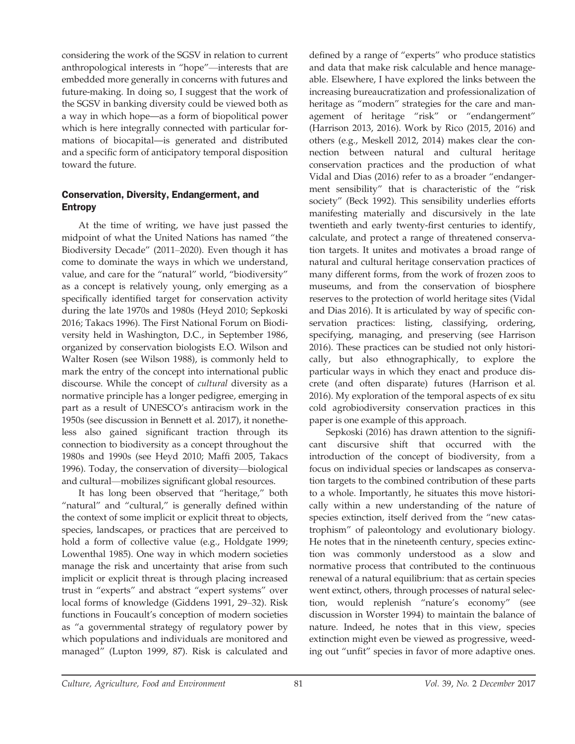considering the work of the SGSV in relation to current anthropological interests in "hope"—interests that are embedded more generally in concerns with futures and future-making. In doing so, I suggest that the work of the SGSV in banking diversity could be viewed both as a way in which hope—as a form of biopolitical power which is here integrally connected with particular formations of biocapital—is generated and distributed and a specific form of anticipatory temporal disposition toward the future.

## Conservation, Diversity, Endangerment, and Entropy

At the time of writing, we have just passed the midpoint of what the United Nations has named "the Biodiversity Decade" (2011–2020). Even though it has come to dominate the ways in which we understand, value, and care for the "natural" world, "biodiversity" as a concept is relatively young, only emerging as a specifically identified target for conservation activity during the late 1970s and 1980s (Heyd 2010; Sepkoski 2016; Takacs 1996). The First National Forum on Biodiversity held in Washington, D.C., in September 1986, organized by conservation biologists E.O. Wilson and Walter Rosen (see Wilson 1988), is commonly held to mark the entry of the concept into international public discourse. While the concept of *cultural* diversity as a normative principle has a longer pedigree, emerging in part as a result of UNESCO's antiracism work in the 1950s (see discussion in Bennett et al. 2017), it nonetheless also gained significant traction through its connection to biodiversity as a concept throughout the 1980s and 1990s (see Heyd 2010; Maffi 2005, Takacs 1996). Today, the conservation of diversity—biological and cultural—mobilizes significant global resources.

It has long been observed that "heritage," both "natural" and "cultural," is generally defined within the context of some implicit or explicit threat to objects, species, landscapes, or practices that are perceived to hold a form of collective value (e.g., Holdgate 1999; Lowenthal 1985). One way in which modern societies manage the risk and uncertainty that arise from such implicit or explicit threat is through placing increased trust in "experts" and abstract "expert systems" over local forms of knowledge (Giddens 1991, 29–32). Risk functions in Foucault's conception of modern societies as "a governmental strategy of regulatory power by which populations and individuals are monitored and managed" (Lupton 1999, 87). Risk is calculated and defined by a range of "experts" who produce statistics and data that make risk calculable and hence manageable. Elsewhere, I have explored the links between the increasing bureaucratization and professionalization of heritage as "modern" strategies for the care and management of heritage "risk" or "endangerment" (Harrison 2013, 2016). Work by Rico (2015, 2016) and others (e.g., Meskell 2012, 2014) makes clear the connection between natural and cultural heritage conservation practices and the production of what Vidal and Dias (2016) refer to as a broader "endangerment sensibility" that is characteristic of the "risk society" (Beck 1992). This sensibility underlies efforts manifesting materially and discursively in the late twentieth and early twenty-first centuries to identify, calculate, and protect a range of threatened conservation targets. It unites and motivates a broad range of natural and cultural heritage conservation practices of many different forms, from the work of frozen zoos to museums, and from the conservation of biosphere reserves to the protection of world heritage sites (Vidal and Dias 2016). It is articulated by way of specific conservation practices: listing, classifying, ordering, specifying, managing, and preserving (see Harrison 2016). These practices can be studied not only historically, but also ethnographically, to explore the particular ways in which they enact and produce discrete (and often disparate) futures (Harrison et al. 2016). My exploration of the temporal aspects of ex situ cold agrobiodiversity conservation practices in this paper is one example of this approach.

Sepkoski (2016) has drawn attention to the significant discursive shift that occurred with the introduction of the concept of biodiversity, from a focus on individual species or landscapes as conservation targets to the combined contribution of these parts to a whole. Importantly, he situates this move historically within a new understanding of the nature of species extinction, itself derived from the "new catastrophism" of paleontology and evolutionary biology. He notes that in the nineteenth century, species extinction was commonly understood as a slow and normative process that contributed to the continuous renewal of a natural equilibrium: that as certain species went extinct, others, through processes of natural selection, would replenish "nature's economy" (see discussion in Worster 1994) to maintain the balance of nature. Indeed, he notes that in this view, species extinction might even be viewed as progressive, weeding out "unfit" species in favor of more adaptive ones.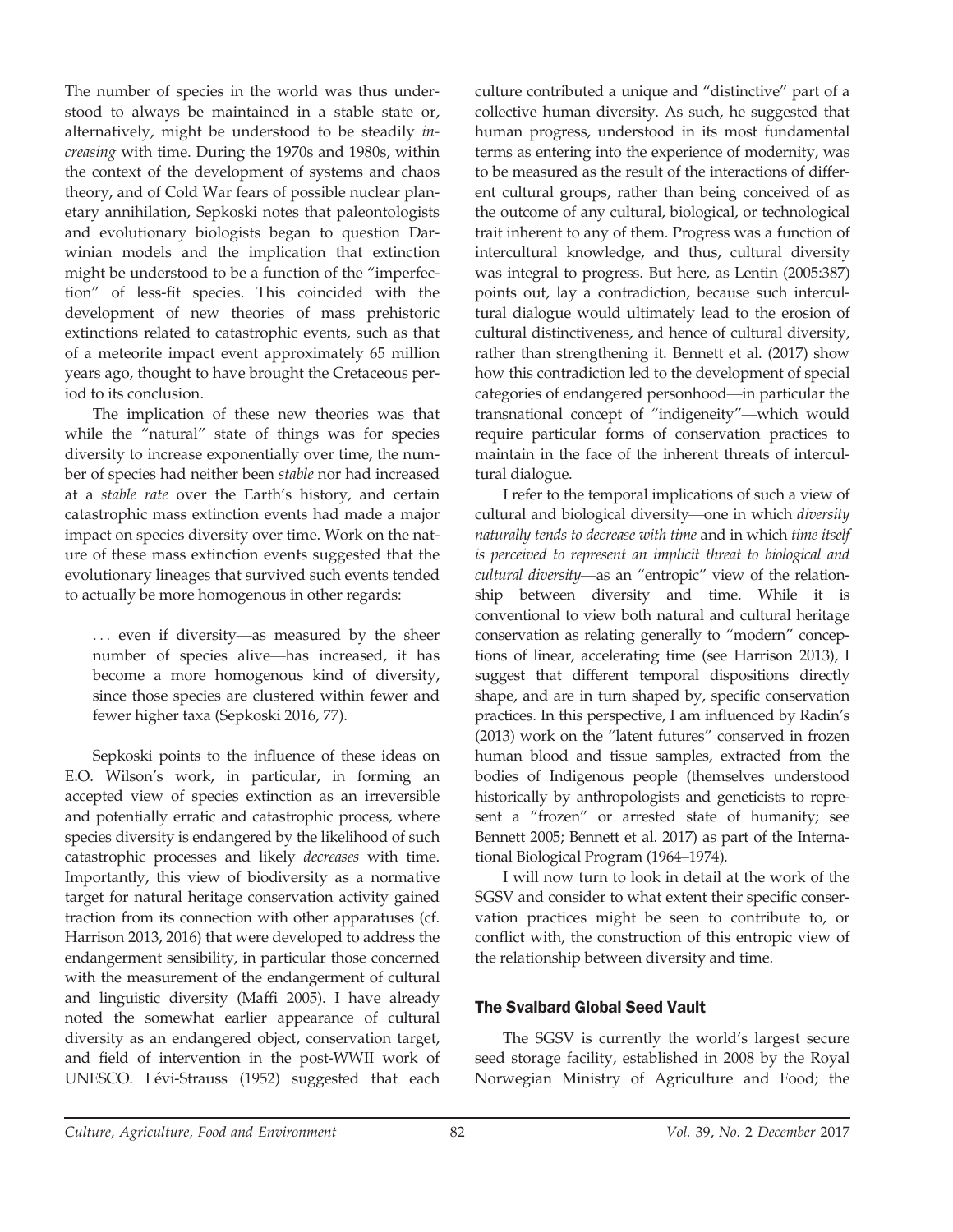The number of species in the world was thus understood to always be maintained in a stable state or, alternatively, might be understood to be steadily *increasing* with time. During the 1970s and 1980s, within the context of the development of systems and chaos theory, and of Cold War fears of possible nuclear planetary annihilation, Sepkoski notes that paleontologists and evolutionary biologists began to question Darwinian models and the implication that extinction might be understood to be a function of the "imperfection" of less-fit species. This coincided with the development of new theories of mass prehistoric extinctions related to catastrophic events, such as that of a meteorite impact event approximately 65 million years ago, thought to have brought the Cretaceous period to its conclusion.

The implication of these new theories was that while the "natural" state of things was for species diversity to increase exponentially over time, the number of species had neither been *stable* nor had increased at a *stable rate* over the Earth's history, and certain catastrophic mass extinction events had made a major impact on species diversity over time. Work on the nature of these mass extinction events suggested that the evolutionary lineages that survived such events tended to actually be more homogenous in other regards:

> ... even if diversity—as measured by the sheer number of species alive—has increased, it has become a more homogenous kind of diversity, since those species are clustered within fewer and fewer higher taxa (Sepkoski 2016, 77).

Sepkoski points to the influence of these ideas on E.O. Wilson's work, in particular, in forming an accepted view of species extinction as an irreversible and potentially erratic and catastrophic process, where species diversity is endangered by the likelihood of such catastrophic processes and likely *decreases* with time. Importantly, this view of biodiversity as a normative target for natural heritage conservation activity gained traction from its connection with other apparatuses (cf. Harrison 2013, 2016) that were developed to address the endangerment sensibility, in particular those concerned with the measurement of the endangerment of cultural and linguistic diversity (Maffi 2005). I have already noted the somewhat earlier appearance of cultural diversity as an endangered object, conservation target, and field of intervention in the post-WWII work of UNESCO. Lévi-Strauss (1952) suggested that each culture contributed a unique and "distinctive" part of a collective human diversity. As such, he suggested that human progress, understood in its most fundamental terms as entering into the experience of modernity, was to be measured as the result of the interactions of different cultural groups, rather than being conceived of as the outcome of any cultural, biological, or technological trait inherent to any of them. Progress was a function of intercultural knowledge, and thus, cultural diversity was integral to progress. But here, as Lentin (2005:387) points out, lay a contradiction, because such intercultural dialogue would ultimately lead to the erosion of cultural distinctiveness, and hence of cultural diversity, rather than strengthening it. Bennett et al. (2017) show how this contradiction led to the development of special categories of endangered personhood—in particular the transnational concept of "indigeneity"—which would require particular forms of conservation practices to maintain in the face of the inherent threats of intercultural dialogue.

I refer to the temporal implications of such a view of cultural and biological diversity—one in which *diversity naturally tends to decrease with time* and in which *time itself is perceived to represent an implicit threat to biological and cultural diversity*—as an "entropic" view of the relationship between diversity and time. While it is conventional to view both natural and cultural heritage conservation as relating generally to "modern" conceptions of linear, accelerating time (see Harrison 2013), I suggest that different temporal dispositions directly shape, and are in turn shaped by, specific conservation practices. In this perspective, I am influenced by Radin's (2013) work on the "latent futures" conserved in frozen human blood and tissue samples, extracted from the bodies of Indigenous people (themselves understood historically by anthropologists and geneticists to represent a "frozen" or arrested state of humanity; see Bennett 2005; Bennett et al. 2017) as part of the International Biological Program (1964–1974).

I will now turn to look in detail at the work of the SGSV and consider to what extent their specific conservation practices might be seen to contribute to, or conflict with, the construction of this entropic view of the relationship between diversity and time.

## The Svalbard Global Seed Vault

The SGSV is currently the world's largest secure seed storage facility, established in 2008 by the Royal Norwegian Ministry of Agriculture and Food; the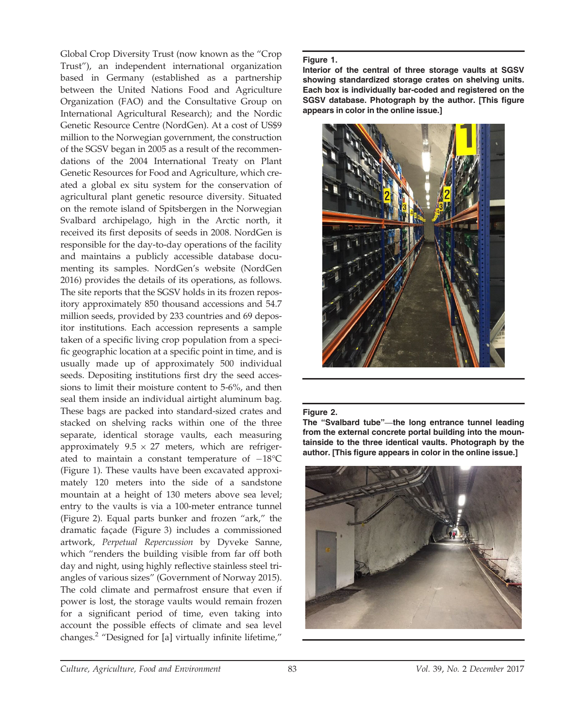Global Crop Diversity Trust (now known as the "Crop Trust"), an independent international organization based in Germany (established as a partnership between the United Nations Food and Agriculture Organization (FAO) and the Consultative Group on International Agricultural Research); and the Nordic Genetic Resource Centre (NordGen). At a cost of US$9 million to the Norwegian government, the construction of the SGSV began in 2005 as a result of the recommendations of the 2004 International Treaty on Plant Genetic Resources for Food and Agriculture, which created a global ex situ system for the conservation of agricultural plant genetic resource diversity. Situated on the remote island of Spitsbergen in the Norwegian Svalbard archipelago, high in the Arctic north, it received its first deposits of seeds in 2008. NordGen is responsible for the day-to-day operations of the facility and maintains a publicly accessible database documenting its samples. NordGen's website (NordGen 2016) provides the details of its operations, as follows. The site reports that the SGSV holds in its frozen repository approximately 850 thousand accessions and 54.7 million seeds, provided by 233 countries and 69 depositor institutions. Each accession represents a sample taken of a specific living crop population from a specific geographic location at a specific point in time, and is usually made up of approximately 500 individual seeds. Depositing institutions first dry the seed accessions to limit their moisture content to 5-6%, and then seal them inside an individual airtight aluminum bag. These bags are packed into standard-sized crates and stacked on shelving racks within one of the three separate, identical storage vaults, each measuring approximately $9.5 \times 27$ meters, which are refrigerated to maintain a constant temperature of $-18°C$ (Figure 1). These vaults have been excavated approximately 120 meters into the side of a sandstone mountain at a height of 130 meters above sea level; entry to the vaults is via a 100-meter entrance tunnel (Figure 2). Equal parts bunker and frozen "ark," the dramatic façade (Figure 3) includes a commissioned artwork, *Perpetual Repercussion* by Dyveke Sanne, which "renders the building visible from far off both day and night, using highly reflective stainless steel triangles of various sizes" (Government of Norway 2015). The cold climate and permafrost ensure that even if power is lost, the storage vaults would remain frozen for a significant period of time, even taking into account the possible effects of climate and sea level changes.[2] "Designed for [a] virtually infinite lifetime,"

**Figure 1.**
**Interior of the central of three storage vaults at SGSV showing standardized storage crates on shelving units. Each box is individually bar-coded and registered on the SGSV database. Photograph by the author. [This figure appears in color in the online issue.]**

**Figure 2.**
**The "Svalbard tube"—the long entrance tunnel leading from the external concrete portal building into the mountainside to the three identical vaults. Photograph by the author. [This figure appears in color in the online issue.]**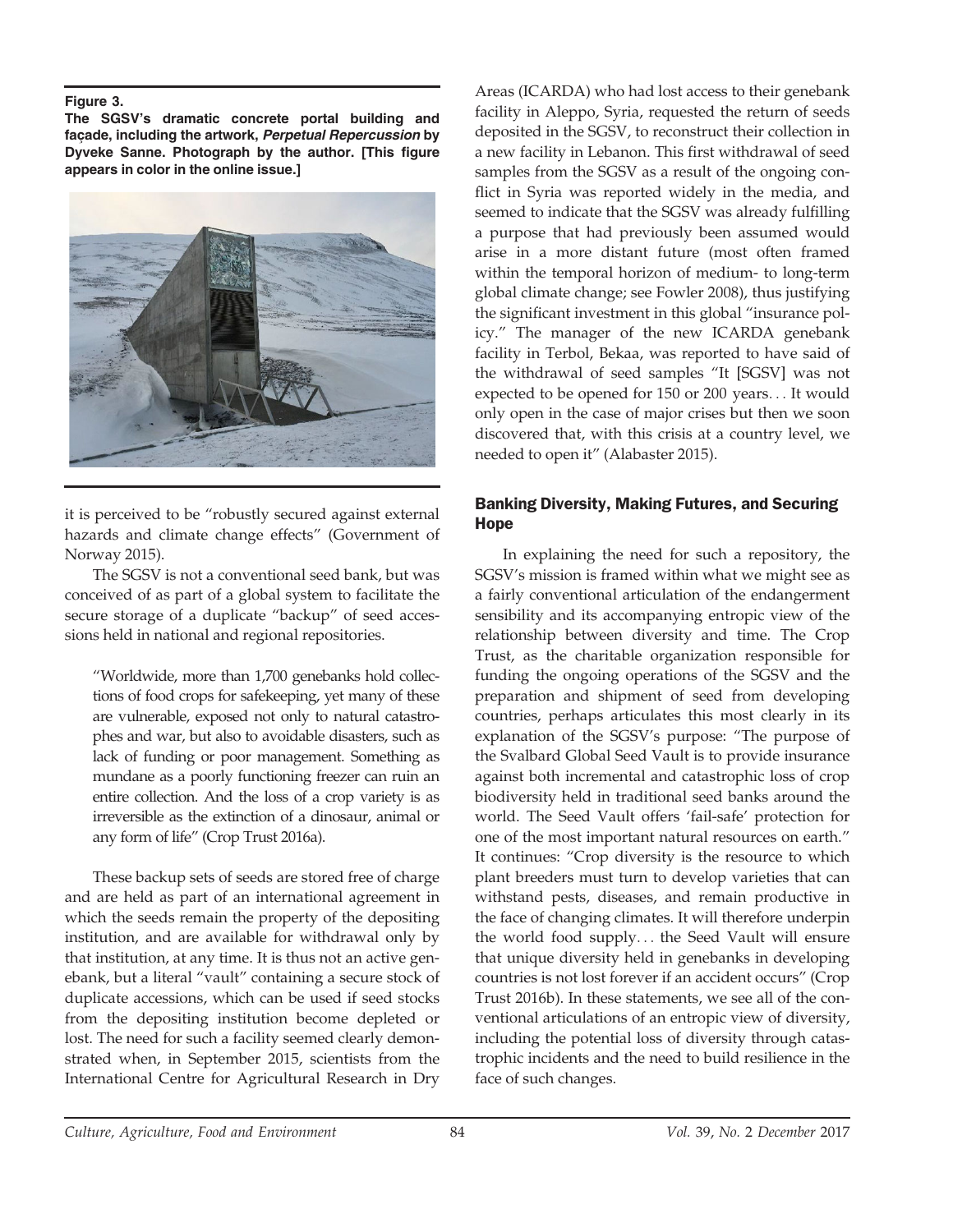**Figure 3.**
**The SGSV's dramatic concrete portal building and façade, including the artwork, *Perpetual Repercussion* by Dyveke Sanne. Photograph by the author. [This figure appears in color in the online issue.]**

it is perceived to be "robustly secured against external hazards and climate change effects" (Government of Norway 2015).

The SGSV is not a conventional seed bank, but was conceived of as part of a global system to facilitate the secure storage of a duplicate "backup" of seed accessions held in national and regional repositories.

> "Worldwide, more than 1,700 genebanks hold collections of food crops for safekeeping, yet many of these are vulnerable, exposed not only to natural catastrophes and war, but also to avoidable disasters, such as lack of funding or poor management. Something as mundane as a poorly functioning freezer can ruin an entire collection. And the loss of a crop variety is as irreversible as the extinction of a dinosaur, animal or any form of life" (Crop Trust 2016a).

These backup sets of seeds are stored free of charge and are held as part of an international agreement in which the seeds remain the property of the depositing institution, and are available for withdrawal only by that institution, at any time. It is thus not an active genebank, but a literal "vault" containing a secure stock of duplicate accessions, which can be used if seed stocks from the depositing institution become depleted or lost. The need for such a facility seemed clearly demonstrated when, in September 2015, scientists from the International Centre for Agricultural Research in Dry Areas (ICARDA) who had lost access to their genebank facility in Aleppo, Syria, requested the return of seeds deposited in the SGSV, to reconstruct their collection in a new facility in Lebanon. This first withdrawal of seed samples from the SGSV as a result of the ongoing conflict in Syria was reported widely in the media, and seemed to indicate that the SGSV was already fulfilling a purpose that had previously been assumed would arise in a more distant future (most often framed within the temporal horizon of medium- to long-term global climate change; see Fowler 2008), thus justifying the significant investment in this global "insurance policy." The manager of the new ICARDA genebank facility in Terbol, Bekaa, was reported to have said of the withdrawal of seed samples "It [SGSV] was not expected to be opened for 150 or 200 years… It would only open in the case of major crises but then we soon discovered that, with this crisis at a country level, we needed to open it" (Alabaster 2015).

## Banking Diversity, Making Futures, and Securing Hope

In explaining the need for such a repository, the SGSV's mission is framed within what we might see as a fairly conventional articulation of the endangerment sensibility and its accompanying entropic view of the relationship between diversity and time. The Crop Trust, as the charitable organization responsible for funding the ongoing operations of the SGSV and the preparation and shipment of seed from developing countries, perhaps articulates this most clearly in its explanation of the SGSV's purpose: "The purpose of the Svalbard Global Seed Vault is to provide insurance against both incremental and catastrophic loss of crop biodiversity held in traditional seed banks around the world. The Seed Vault offers 'fail-safe' protection for one of the most important natural resources on earth." It continues: "Crop diversity is the resource to which plant breeders must turn to develop varieties that can withstand pests, diseases, and remain productive in the face of changing climates. It will therefore underpin the world food supply… the Seed Vault will ensure that unique diversity held in genebanks in developing countries is not lost forever if an accident occurs" (Crop Trust 2016b). In these statements, we see all of the conventional articulations of an entropic view of diversity, including the potential loss of diversity through catastrophic incidents and the need to build resilience in the face of such changes.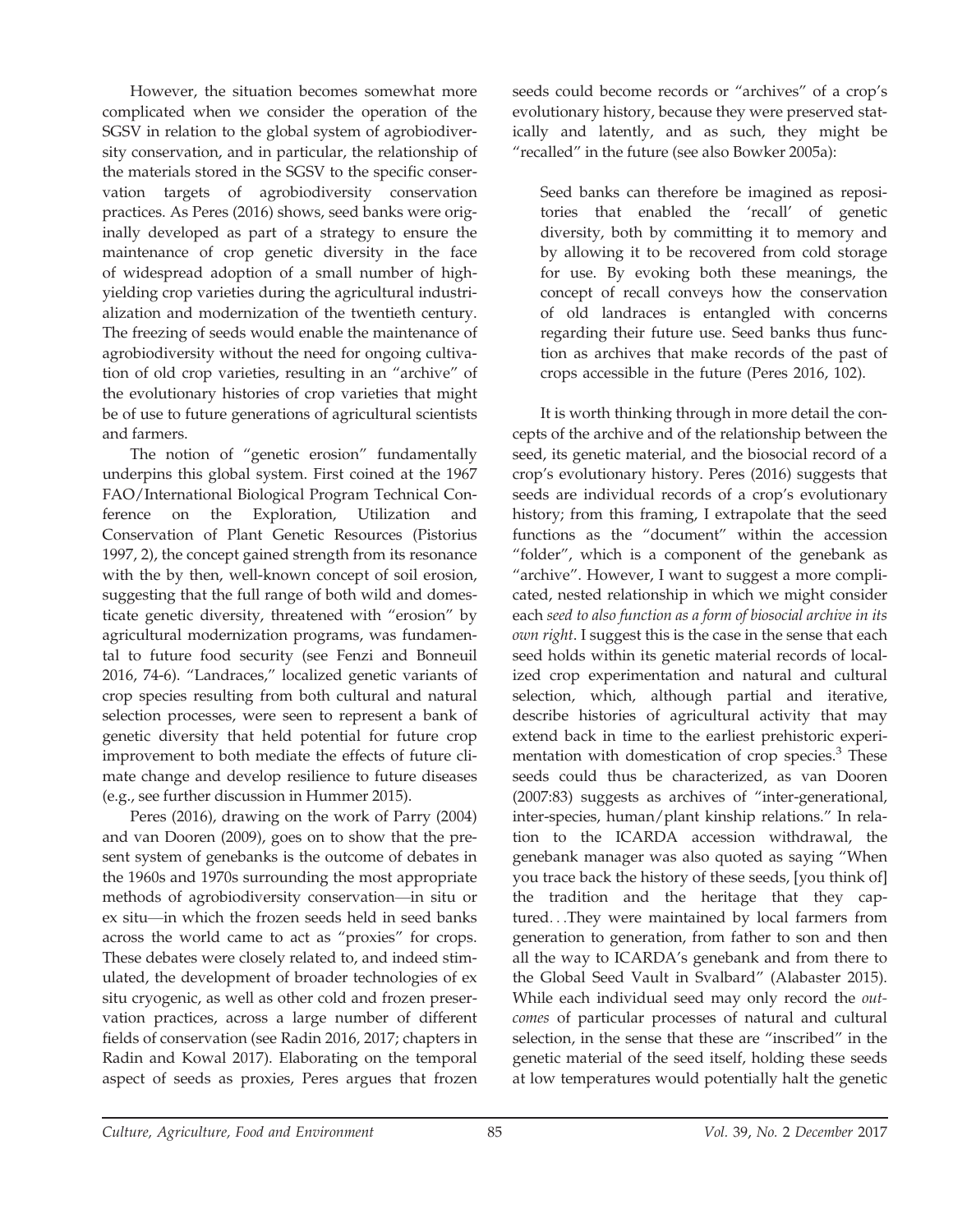However, the situation becomes somewhat more complicated when we consider the operation of the SGSV in relation to the global system of agrobiodiversity conservation, and in particular, the relationship of the materials stored in the SGSV to the specific conservation targets of agrobiodiversity conservation practices. As Peres (2016) shows, seed banks were originally developed as part of a strategy to ensure the maintenance of crop genetic diversity in the face of widespread adoption of a small number of high-yielding crop varieties during the agricultural industrialization and modernization of the twentieth century. The freezing of seeds would enable the maintenance of agrobiodiversity without the need for ongoing cultivation of old crop varieties, resulting in an "archive" of the evolutionary histories of crop varieties that might be of use to future generations of agricultural scientists and farmers.

The notion of "genetic erosion" fundamentally underpins this global system. First coined at the 1967 FAO/International Biological Program Technical Conference on the Exploration, Utilization and Conservation of Plant Genetic Resources (Pistorius 1997, 2), the concept gained strength from its resonance with the by then, well-known concept of soil erosion, suggesting that the full range of both wild and domesticate genetic diversity, threatened with "erosion" by agricultural modernization programs, was fundamental to future food security (see Fenzi and Bonneuil 2016, 74-6). "Landraces," localized genetic variants of crop species resulting from both cultural and natural selection processes, were seen to represent a bank of genetic diversity that held potential for future crop improvement to both mediate the effects of future climate change and develop resilience to future diseases (e.g., see further discussion in Hummer 2015).

Peres (2016), drawing on the work of Parry (2004) and van Dooren (2009), goes on to show that the present system of genebanks is the outcome of debates in the 1960s and 1970s surrounding the most appropriate methods of agrobiodiversity conservation—in situ or ex situ—in which the frozen seeds held in seed banks across the world came to act as "proxies" for crops. These debates were closely related to, and indeed stimulated, the development of broader technologies of ex situ cryogenic, as well as other cold and frozen preservation practices, across a large number of different fields of conservation (see Radin 2016, 2017; chapters in Radin and Kowal 2017). Elaborating on the temporal aspect of seeds as proxies, Peres argues that frozen seeds could become records or "archives" of a crop's evolutionary history, because they were preserved statically and latently, and as such, they might be "recalled" in the future (see also Bowker 2005a):

> Seed banks can therefore be imagined as repositories that enabled the 'recall' of genetic diversity, both by committing it to memory and by allowing it to be recovered from cold storage for use. By evoking both these meanings, the concept of recall conveys how the conservation of old landraces is entangled with concerns regarding their future use. Seed banks thus function as archives that make records of the past of crops accessible in the future (Peres 2016, 102).

It is worth thinking through in more detail the concepts of the archive and of the relationship between the seed, its genetic material, and the biosocial record of a crop's evolutionary history. Peres (2016) suggests that seeds are individual records of a crop's evolutionary history; from this framing, I extrapolate that the seed functions as the "document" within the accession "folder", which is a component of the genebank as "archive". However, I want to suggest a more complicated, nested relationship in which we might consider each *seed to also function as a form of biosocial archive in its own right*. I suggest this is the case in the sense that each seed holds within its genetic material records of localized crop experimentation and natural and cultural selection, which, although partial and iterative, describe histories of agricultural activity that may extend back in time to the earliest prehistoric experimentation with domestication of crop species.[3] These seeds could thus be characterized, as van Dooren (2007:83) suggests as archives of "inter-generational, inter-species, human/plant kinship relations." In relation to the ICARDA accession withdrawal, the genebank manager was also quoted as saying "When you trace back the history of these seeds, [you think of] the tradition and the heritage that they captured…They were maintained by local farmers from generation to generation, from father to son and then all the way to ICARDA's genebank and from there to the Global Seed Vault in Svalbard" (Alabaster 2015). While each individual seed may only record the *outcomes* of particular processes of natural and cultural selection, in the sense that these are "inscribed" in the genetic material of the seed itself, holding these seeds at low temperatures would potentially halt the genetic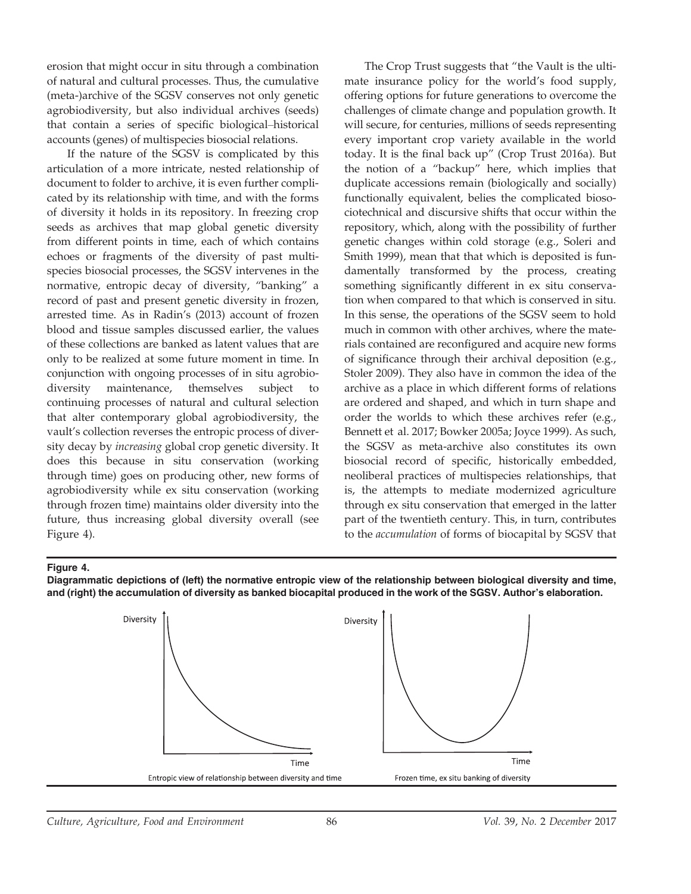erosion that might occur in situ through a combination of natural and cultural processes. Thus, the cumulative (meta-)archive of the SGSV conserves not only genetic agrobiodiversity, but also individual archives (seeds) that contain a series of specific biological–historical accounts (genes) of multispecies biosocial relations.

If the nature of the SGSV is complicated by this articulation of a more intricate, nested relationship of document to folder to archive, it is even further complicated by its relationship with time, and with the forms of diversity it holds in its repository. In freezing crop seeds as archives that map global genetic diversity from different points in time, each of which contains echoes or fragments of the diversity of past multispecies biosocial processes, the SGSV intervenes in the normative, entropic decay of diversity, "banking" a record of past and present genetic diversity in frozen, arrested time. As in Radin's (2013) account of frozen blood and tissue samples discussed earlier, the values of these collections are banked as latent values that are only to be realized at some future moment in time. In conjunction with ongoing processes of in situ agrobiodiversity maintenance, themselves subject to continuing processes of natural and cultural selection that alter contemporary global agrobiodiversity, the vault's collection reverses the entropic process of diversity decay by *increasing* global crop genetic diversity. It does this because in situ conservation (working through time) goes on producing other, new forms of agrobiodiversity while ex situ conservation (working through frozen time) maintains older diversity into the future, thus increasing global diversity overall (see Figure 4).

The Crop Trust suggests that "the Vault is the ultimate insurance policy for the world's food supply, offering options for future generations to overcome the challenges of climate change and population growth. It will secure, for centuries, millions of seeds representing every important crop variety available in the world today. It is the final back up" (Crop Trust 2016a). But the notion of a "backup" here, which implies that duplicate accessions remain (biologically and socially) functionally equivalent, belies the complicated biosociotechnical and discursive shifts that occur within the repository, which, along with the possibility of further genetic changes within cold storage (e.g., Soleri and Smith 1999), mean that that which is deposited is fundamentally transformed by the process, creating something significantly different in ex situ conservation when compared to that which is conserved in situ. In this sense, the operations of the SGSV seem to hold much in common with other archives, where the materials contained are reconfigured and acquire new forms of significance through their archival deposition (e.g., Stoler 2009). They also have in common the idea of the archive as a place in which different forms of relations are ordered and shaped, and which in turn shape and order the worlds to which these archives refer (e.g., Bennett et al. 2017; Bowker 2005a; Joyce 1999). As such, the SGSV as meta-archive also constitutes its own biosocial record of specific, historically embedded, neoliberal practices of multispecies relationships, that is, the attempts to mediate modernized agriculture through ex situ conservation that emerged in the latter part of the twentieth century. This, in turn, contributes to the *accumulation* of forms of biocapital by SGSV that

**Figure 4.**
**Diagrammatic depictions of (left) the normative entropic view of the relationship between biological diversity and time, and (right) the accumulation of diversity as banked biocapital produced in the work of the SGSV. Author's elaboration.**

Diversity
Time
Entropic view of relationship between diversity and time

Diversity
Time
Frozen time, ex situ banking of diversity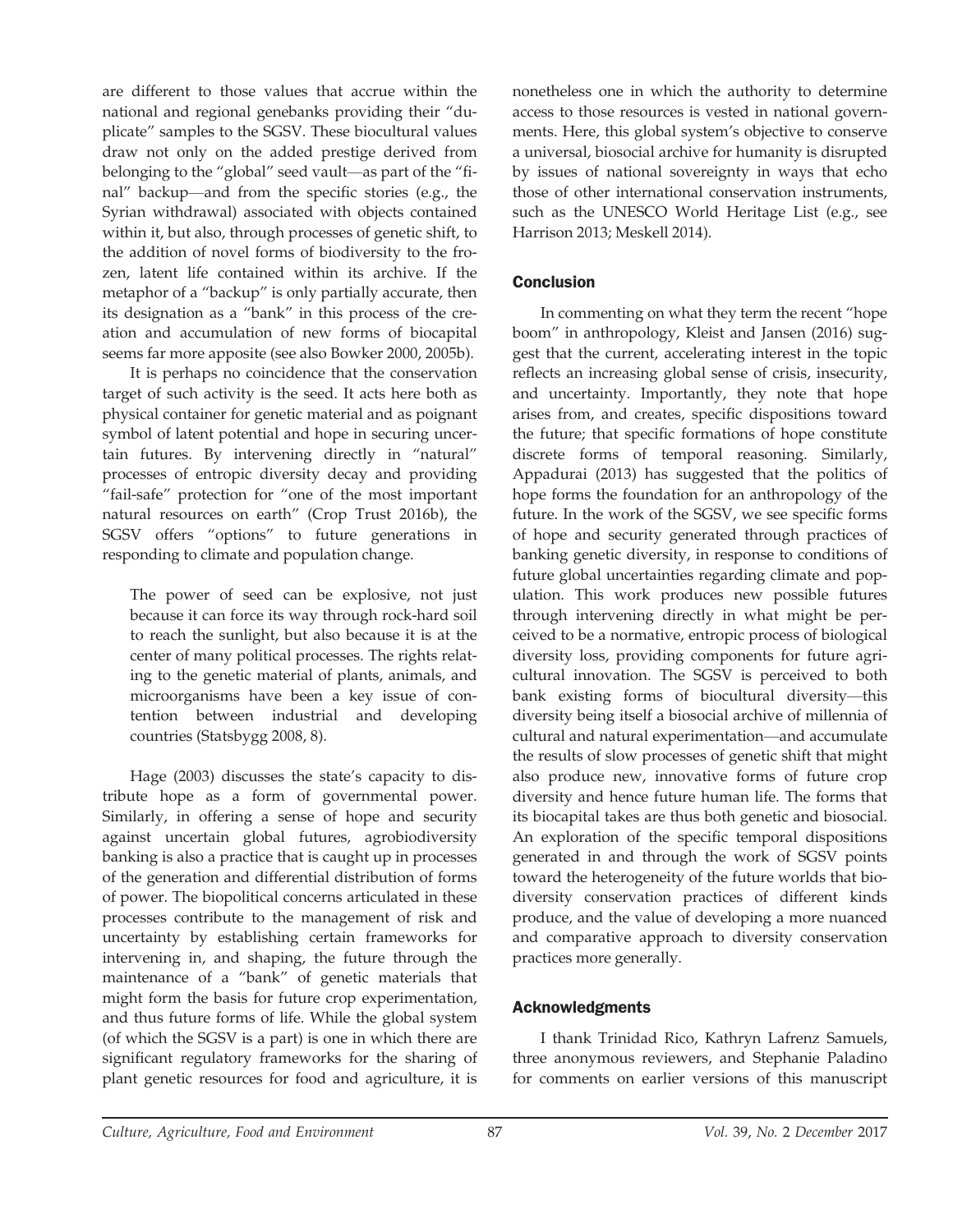are different to those values that accrue within the national and regional genebanks providing their "duplicate" samples to the SGSV. These biocultural values draw not only on the added prestige derived from belonging to the "global" seed vault—as part of the "final" backup—and from the specific stories (e.g., the Syrian withdrawal) associated with objects contained within it, but also, through processes of genetic shift, to the addition of novel forms of biodiversity to the frozen, latent life contained within its archive. If the metaphor of a "backup" is only partially accurate, then its designation as a "bank" in this process of the creation and accumulation of new forms of biocapital seems far more apposite (see also Bowker 2000, 2005b).

It is perhaps no coincidence that the conservation target of such activity is the seed. It acts here both as physical container for genetic material and as poignant symbol of latent potential and hope in securing uncertain futures. By intervening directly in "natural" processes of entropic diversity decay and providing "fail-safe" protection for "one of the most important natural resources on earth" (Crop Trust 2016b), the SGSV offers "options" to future generations in responding to climate and population change.

> The power of seed can be explosive, not just because it can force its way through rock-hard soil to reach the sunlight, but also because it is at the center of many political processes. The rights relating to the genetic material of plants, animals, and microorganisms have been a key issue of contention between industrial and developing countries (Statsbygg 2008, 8).

Hage (2003) discusses the state's capacity to distribute hope as a form of governmental power. Similarly, in offering a sense of hope and security against uncertain global futures, agrobiodiversity banking is also a practice that is caught up in processes of the generation and differential distribution of forms of power. The biopolitical concerns articulated in these processes contribute to the management of risk and uncertainty by establishing certain frameworks for intervening in, and shaping, the future through the maintenance of a "bank" of genetic materials that might form the basis for future crop experimentation, and thus future forms of life. While the global system (of which the SGSV is a part) is one in which there are significant regulatory frameworks for the sharing of plant genetic resources for food and agriculture, it is nonetheless one in which the authority to determine access to those resources is vested in national governments. Here, this global system's objective to conserve a universal, biosocial archive for humanity is disrupted by issues of national sovereignty in ways that echo those of other international conservation instruments, such as the UNESCO World Heritage List (e.g., see Harrison 2013; Meskell 2014).

## Conclusion

In commenting on what they term the recent "hope boom" in anthropology, Kleist and Jansen (2016) suggest that the current, accelerating interest in the topic reflects an increasing global sense of crisis, insecurity, and uncertainty. Importantly, they note that hope arises from, and creates, specific dispositions toward the future; that specific formations of hope constitute discrete forms of temporal reasoning. Similarly, Appadurai (2013) has suggested that the politics of hope forms the foundation for an anthropology of the future. In the work of the SGSV, we see specific forms of hope and security generated through practices of banking genetic diversity, in response to conditions of future global uncertainties regarding climate and population. This work produces new possible futures through intervening directly in what might be perceived to be a normative, entropic process of biological diversity loss, providing components for future agricultural innovation. The SGSV is perceived to both bank existing forms of biocultural diversity—this diversity being itself a biosocial archive of millennia of cultural and natural experimentation—and accumulate the results of slow processes of genetic shift that might also produce new, innovative forms of future crop diversity and hence future human life. The forms that its biocapital takes are thus both genetic and biosocial. An exploration of the specific temporal dispositions generated in and through the work of SGSV points toward the heterogeneity of the future worlds that biodiversity conservation practices of different kinds produce, and the value of developing a more nuanced and comparative approach to diversity conservation practices more generally.

## Acknowledgments

I thank Trinidad Rico, Kathryn Lafrenz Samuels, three anonymous reviewers, and Stephanie Paladino for comments on earlier versions of this manuscript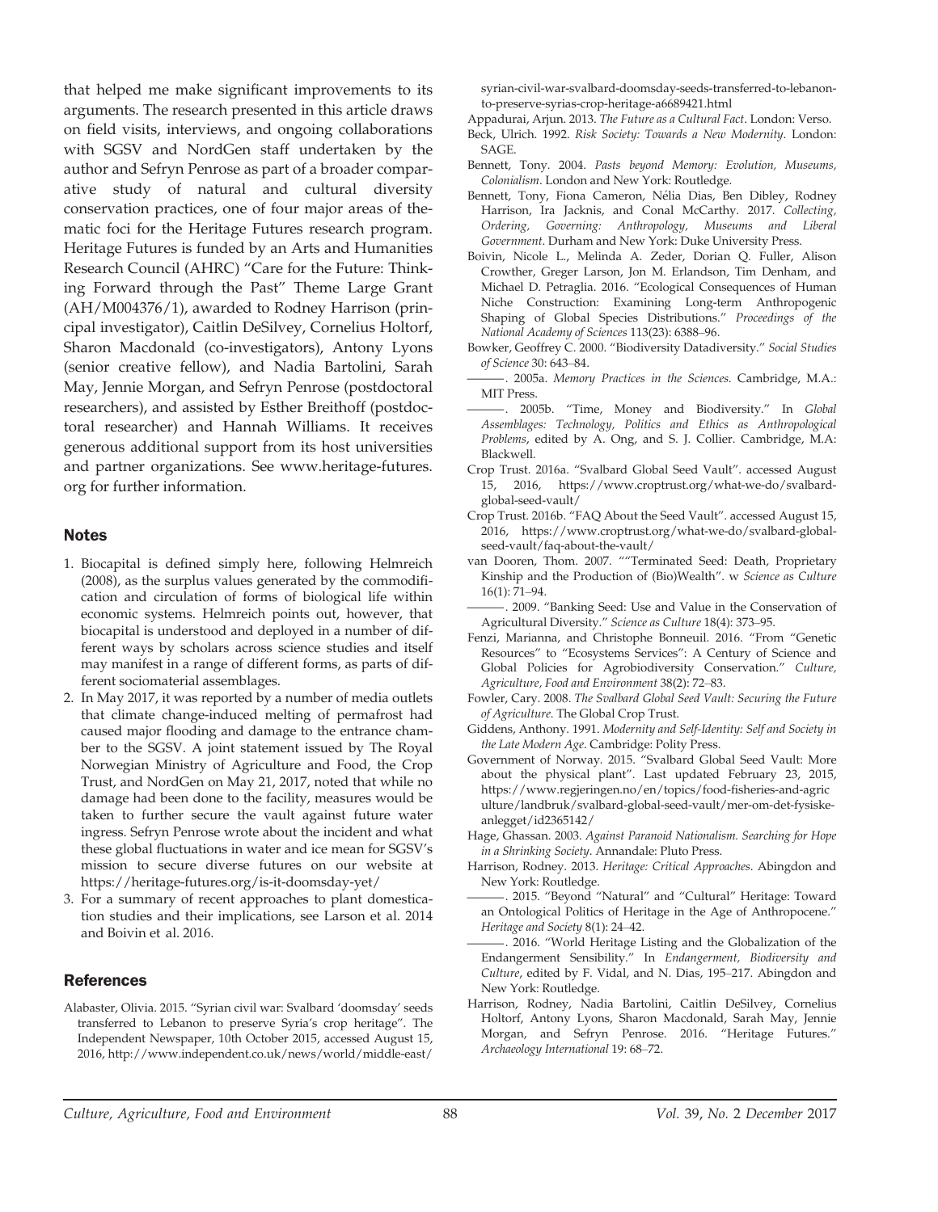that helped me make significant improvements to its arguments. The research presented in this article draws on field visits, interviews, and ongoing collaborations with SGSV and NordGen staff undertaken by the author and Sefryn Penrose as part of a broader comparative study of natural and cultural diversity conservation practices, one of four major areas of thematic foci for the Heritage Futures research program. Heritage Futures is funded by an Arts and Humanities Research Council (AHRC) "Care for the Future: Thinking Forward through the Past" Theme Large Grant (AH/M004376/1), awarded to Rodney Harrison (principal investigator), Caitlin DeSilvey, Cornelius Holtorf, Sharon Macdonald (co-investigators), Antony Lyons (senior creative fellow), and Nadia Bartolini, Sarah May, Jennie Morgan, and Sefryn Penrose (postdoctoral researchers), and assisted by Esther Breithoff (postdoctoral researcher) and Hannah Williams. It receives generous additional support from its host universities and partner organizations. See www.heritage-futures.org for further information.

## Notes

1. Biocapital is defined simply here, following Helmreich (2008), as the surplus values generated by the commodification and circulation of forms of biological life within economic systems. Helmreich points out, however, that biocapital is understood and deployed in a number of different ways by scholars across science studies and itself may manifest in a range of different forms, as parts of different sociomaterial assemblages.
2. In May 2017, it was reported by a number of media outlets that climate change-induced melting of permafrost had caused major flooding and damage to the entrance chamber to the SGSV. A joint statement issued by The Royal Norwegian Ministry of Agriculture and Food, the Crop Trust, and NordGen on May 21, 2017, noted that while no damage had been done to the facility, measures would be taken to further secure the vault against future water ingress. Sefryn Penrose wrote about the incident and what these global fluctuations in water and ice mean for SGSV's mission to secure diverse futures on our website at https://heritage-futures.org/is-it-doomsday-yet/
3. For a summary of recent approaches to plant domestication studies and their implications, see Larson et al. 2014 and Boivin et al. 2016.

## References

Alabaster, Olivia. 2015. "Syrian civil war: Svalbard 'doomsday' seeds transferred to Lebanon to preserve Syria's crop heritage". The Independent Newspaper, 10th October 2015, accessed August 15, 2016, http://www.independent.co.uk/news/world/middle-east/syrian-civil-war-svalbard-doomsday-seeds-transferred-to-lebanon-to-preserve-syrias-crop-heritage-a6689421.html

Appadurai, Arjun. 2013. *The Future as a Cultural Fact*. London: Verso.

Beck, Ulrich. 1992. *Risk Society: Towards a New Modernity*. London: SAGE.

Bennett, Tony. 2004. *Pasts beyond Memory: Evolution, Museums, Colonialism*. London and New York: Routledge.

Bennett, Tony, Fiona Cameron, Nélia Dias, Ben Dibley, Rodney Harrison, Ira Jacknis, and Conal McCarthy. 2017. *Collecting, Ordering, Governing: Anthropology, Museums and Liberal Government*. Durham and New York: Duke University Press.

Boivin, Nicole L., Melinda A. Zeder, Dorian Q. Fuller, Alison Crowther, Greger Larson, Jon M. Erlandson, Tim Denham, and Michael D. Petraglia. 2016. "Ecological Consequences of Human Niche Construction: Examining Long-term Anthropogenic Shaping of Global Species Distributions." *Proceedings of the National Academy of Sciences* 113(23): 6388–96.

Bowker, Geoffrey C. 2000. "Biodiversity Datadiversity." *Social Studies of Science* 30: 643–84.

———. 2005a. *Memory Practices in the Sciences*. Cambridge, M.A.: MIT Press.

———. 2005b. "Time, Money and Biodiversity." In *Global Assemblages: Technology, Politics and Ethics as Anthropological Problems*, edited by A. Ong, and S. J. Collier. Cambridge, M.A: Blackwell.

Crop Trust. 2016a. "Svalbard Global Seed Vault". accessed August 15, 2016, https://www.croptrust.org/what-we-do/svalbard-global-seed-vault/

Crop Trust. 2016b. "FAQ About the Seed Vault". accessed August 15, 2016, https://www.croptrust.org/what-we-do/svalbard-global-seed-vault/faq-about-the-vault/

van Dooren, Thom. 2007. ""Terminated Seed: Death, Proprietary Kinship and the Production of (Bio)Wealth". w *Science as Culture* 16(1): 71–94.

———. 2009. "Banking Seed: Use and Value in the Conservation of Agricultural Diversity." *Science as Culture* 18(4): 373–95.

Fenzi, Marianna, and Christophe Bonneuil. 2016. "From "Genetic Resources" to "Ecosystems Services": A Century of Science and Global Policies for Agrobiodiversity Conservation." *Culture, Agriculture, Food and Environment* 38(2): 72–83.

Fowler, Cary. 2008. *The Svalbard Global Seed Vault: Securing the Future of Agriculture*. The Global Crop Trust.

Giddens, Anthony. 1991. *Modernity and Self-Identity: Self and Society in the Late Modern Age*. Cambridge: Polity Press.

Government of Norway. 2015. "Svalbard Global Seed Vault: More about the physical plant". Last updated February 23, 2015, https://www.regjeringen.no/en/topics/food-fisheries-and-agriculture/landbruk/svalbard-global-seed-vault/mer-om-det-fysiske-anlegget/id2365142/

Hage, Ghassan. 2003. *Against Paranoid Nationalism. Searching for Hope in a Shrinking Society*. Annandale: Pluto Press.

Harrison, Rodney. 2013. *Heritage: Critical Approaches*. Abingdon and New York: Routledge.

———. 2015. "Beyond "Natural" and "Cultural" Heritage: Toward an Ontological Politics of Heritage in the Age of Anthropocene." *Heritage and Society* 8(1): 24–42.

———. 2016. "World Heritage Listing and the Globalization of the Endangerment Sensibility." In *Endangerment, Biodiversity and Culture*, edited by F. Vidal, and N. Dias, 195–217. Abingdon and New York: Routledge.

Harrison, Rodney, Nadia Bartolini, Caitlin DeSilvey, Cornelius Holtorf, Antony Lyons, Sharon Macdonald, Sarah May, Jennie Morgan, and Sefryn Penrose. 2016. "Heritage Futures." *Archaeology International* 19: 68–72.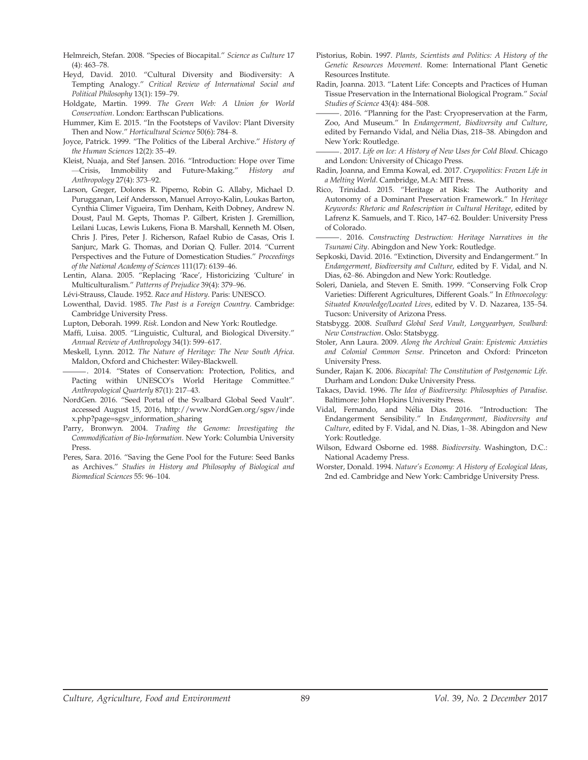Helmreich, Stefan. 2008. "Species of Biocapital." *Science as Culture* 17 (4): 463–78.

Heyd, David. 2010. "Cultural Diversity and Biodiversity: A Tempting Analogy." *Critical Review of International Social and Political Philosophy* 13(1): 159–79.

Holdgate, Martin. 1999. *The Green Web: A Union for World Conservation*. London: Earthscan Publications.

Hummer, Kim E. 2015. "In the Footsteps of Vavilov: Plant Diversity Then and Now." *Horticultural Science* 50(6): 784–8.

Joyce, Patrick. 1999. "The Politics of the Liberal Archive." *History of the Human Sciences* 12(2): 35–49.

Kleist, Nuaja, and Stef Jansen. 2016. "Introduction: Hope over Time —Crisis, Immobility and Future-Making." *History and Anthropology* 27(4): 373–92.

Larson, Greger, Dolores R. Piperno, Robin G. Allaby, Michael D. Purugganan, Leif Andersson, Manuel Arroyo-Kalin, Loukas Barton, Cynthia Climer Vigueira, Tim Denham, Keith Dobney, Andrew N. Doust, Paul M. Gepts, Thomas P. Gilbert, Kristen J. Gremillion, Leilani Lucas, Lewis Lukens, Fiona B. Marshall, Kenneth M. Olsen, Chris J. Pires, Peter J. Richerson, Rafael Rubio de Casas, Oris I. Sanjurc, Mark G. Thomas, and Dorian Q. Fuller. 2014. "Current Perspectives and the Future of Domestication Studies." *Proceedings of the National Academy of Sciences* 111(17): 6139–46.

Lentin, Alana. 2005. "Replacing 'Race', Historicizing 'Culture' in Multiculturalism." *Patterns of Prejudice* 39(4): 379–96.

Lévi-Strauss, Claude. 1952. *Race and History*. Paris: UNESCO.

Lowenthal, David. 1985. *The Past is a Foreign Country*. Cambridge: Cambridge University Press.

Lupton, Deborah. 1999. *Risk*. London and New York: Routledge.

Maffi, Luisa. 2005. "Linguistic, Cultural, and Biological Diversity." *Annual Review of Anthropology* 34(1): 599–617.

Meskell, Lynn. 2012. *The Nature of Heritage: The New South Africa*. Maldon, Oxford and Chichester: Wiley-Blackwell.

———. 2014. "States of Conservation: Protection, Politics, and Pacting within UNESCO's World Heritage Committee." *Anthropological Quarterly* 87(1): 217–43.

NordGen. 2016. "Seed Portal of the Svalbard Global Seed Vault". accessed August 15, 2016, http://www.NordGen.org/sgsv/index.php?page=sgsv_information_sharing

Parry, Bronwyn. 2004. *Trading the Genome: Investigating the Commodification of Bio-Information*. New York: Columbia University Press.

Peres, Sara. 2016. "Saving the Gene Pool for the Future: Seed Banks as Archives." *Studies in History and Philosophy of Biological and Biomedical Sciences* 55: 96–104.

Pistorius, Robin. 1997. *Plants, Scientists and Politics: A History of the Genetic Resources Movement*. Rome: International Plant Genetic Resources Institute.

Radin, Joanna. 2013. "Latent Life: Concepts and Practices of Human Tissue Preservation in the International Biological Program." *Social Studies of Science* 43(4): 484–508.

———. 2016. "Planning for the Past: Cryopreservation at the Farm, Zoo, And Museum." In *Endangerment, Biodiversity and Culture*, edited by Fernando Vidal, and Nélia Dias, 218–38. Abingdon and New York: Routledge.

———. 2017. *Life on Ice: A History of New Uses for Cold Blood*. Chicago and London: University of Chicago Press.

Radin, Joanna, and Emma Kowal, ed. 2017. *Cryopolitics: Frozen Life in a Melting World*. Cambridge, M.A: MIT Press.

Rico, Trinidad. 2015. "Heritage at Risk: The Authority and Autonomy of a Dominant Preservation Framework." In *Heritage Keywords: Rhetoric and Redescription in Cultural Heritage*, edited by Lafrenz K. Samuels, and T. Rico, 147–62. Boulder: University Press of Colorado.

———. 2016. *Constructing Destruction: Heritage Narratives in the Tsunami City*. Abingdon and New York: Routledge.

Sepkoski, David. 2016. "Extinction, Diversity and Endangerment." In *Endangerment, Biodiversity and Culture*, edited by F. Vidal, and N. Dias, 62–86. Abingdon and New York: Routledge.

Soleri, Daniela, and Steven E. Smith. 1999. "Conserving Folk Crop Varieties: Different Agricultures, Different Goals." In *Ethnoecology: Situated Knowledge/Located Lives*, edited by V. D. Nazarea, 135–54. Tucson: University of Arizona Press.

Statsbygg. 2008. *Svalbard Global Seed Vault, Longyearbyen, Svalbard: New Construction*. Oslo: Statsbygg.

Stoler, Ann Laura. 2009. *Along the Archival Grain: Epistemic Anxieties and Colonial Common Sense*. Princeton and Oxford: Princeton University Press.

Sunder, Rajan K. 2006. *Biocapital: The Constitution of Postgenomic Life*. Durham and London: Duke University Press.

Takacs, David. 1996. *The Idea of Biodiversity: Philosophies of Paradise*. Baltimore: John Hopkins University Press.

Vidal, Fernando, and Nélia Dias. 2016. "Introduction: The Endangerment Sensibility." In *Endangerment, Biodiversity and Culture*, edited by F. Vidal, and N. Dias, 1–38. Abingdon and New York: Routledge.

Wilson, Edward Osborne ed. 1988. *Biodiversity*. Washington, D.C.: National Academy Press.

Worster, Donald. 1994. *Nature's Economy: A History of Ecological Ideas*, 2nd ed. Cambridge and New York: Cambridge University Press.